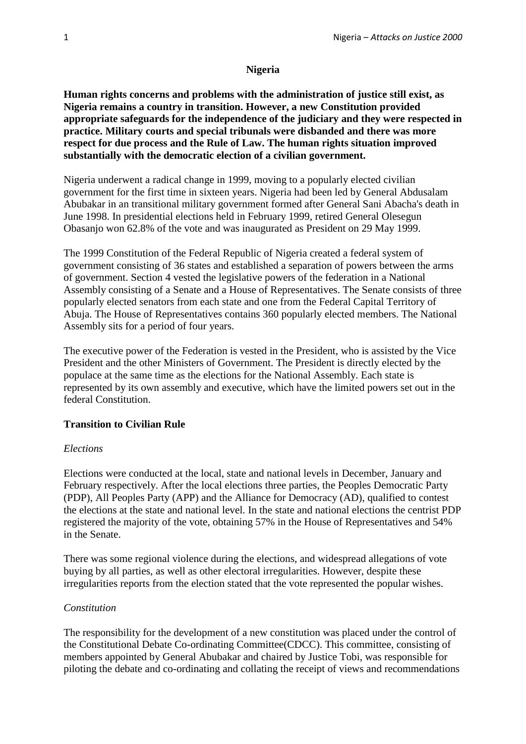# Nigeria

**Human rights concerns and problems with the administration of justice still exist, as Nigeria remains a country in transition. However, a new Constitution provided appropriate safeguards for the independence of the judiciary and they were respected in practice. Military courts and special tribunals were disbanded and there was more respect for due process and the Rule of Law. The human rights situation improved substantially with the democratic election of a civilian government.**

Nigeria underwent a radical change in 1999, moving to a popularly elected civilian government for the first time in sixteen years. Nigeria had been led by General Abdusalam Abubakar in an transitional military government formed after General Sani Abacha's death in June 1998. In presidential elections held in February 1999, retired General Olesegun Obasanjo won 62.8% of the vote and was inaugurated as President on 29 May 1999.

The 1999 Constitution of the Federal Republic of Nigeria created a federal system of government consisting of 36 states and established a separation of powers between the arms of government. Section 4 vested the legislative powers of the federation in a National Assembly consisting of a Senate and a House of Representatives. The Senate consists of three popularly elected senators from each state and one from the Federal Capital Territory of Abuja. The House of Representatives contains 360 popularly elected members. The National Assembly sits for a period of four years.

The executive power of the Federation is vested in the President, who is assisted by the Vice President and the other Ministers of Government. The President is directly elected by the populace at the same time as the elections for the National Assembly. Each state is represented by its own assembly and executive, which have the limited powers set out in the federal Constitution.

## Transition to Civilian Rule

### *Elections*

Elections were conducted at the local, state and national levels in December, January and February respectively. After the local elections three parties, the Peoples Democratic Party (PDP), All Peoples Party (APP) and the Alliance for Democracy (AD), qualified to contest the elections at the state and national level. In the state and national elections the centrist PDP registered the majority of the vote, obtaining 57% in the House of Representatives and 54% in the Senate.

There was some regional violence during the elections, and widespread allegations of vote buying by all parties, as well as other electoral irregularities. However, despite these irregularities reports from the election stated that the vote represented the popular wishes.

### *Constitution*

The responsibility for the development of a new constitution was placed under the control of the Constitutional Debate Co-ordinating Committee(CDCC). This committee, consisting of members appointed by General Abubakar and chaired by Justice Tobi, was responsible for piloting the debate and co-ordinating and collating the receipt of views and recommendations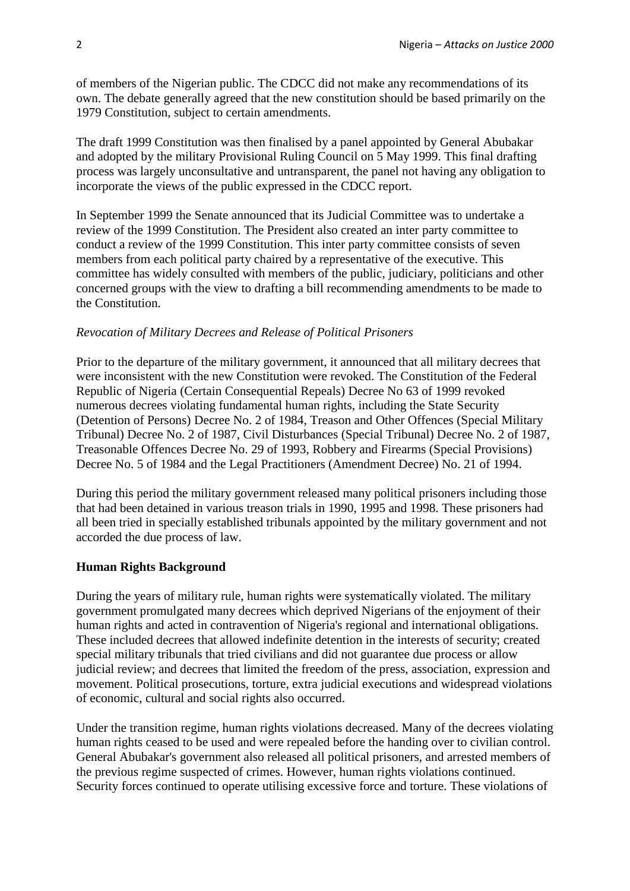of members of the Nigerian public. The CDCC did not make any recommendations of its own. The debate generally agreed that the new constitution should be based primarily on the 1979 Constitution, subject to certain amendments.

The draft 1999 Constitution was then finalised by a panel appointed by General Abubakar and adopted by the military Provisional Ruling Council on 5 May 1999. This final drafting process was largely unconsultative and untransparent, the panel not having any obligation to incorporate the views of the public expressed in the CDCC report.

In September 1999 the Senate announced that its Judicial Committee was to undertake a review of the 1999 Constitution. The President also created an inter party committee to conduct a review of the 1999 Constitution. This inter party committee consists of seven members from each political party chaired by a representative of the executive. This committee has widely consulted with members of the public, judiciary, politicians and other concerned groups with the view to drafting a bill recommending amendments to be made to the Constitution.

*Revocation of Military Decrees and Release of Political Prisoners*

Prior to the departure of the military government, it announced that all military decrees that were inconsistent with the new Constitution were revoked. The Constitution of the Federal Republic of Nigeria (Certain Consequential Repeals) Decree No 63 of 1999 revoked numerous decrees violating fundamental human rights, including the State Security (Detention of Persons) Decree No. 2 of 1984, Treason and Other Offences (Special Military Tribunal) Decree No. 2 of 1987, Civil Disturbances (Special Tribunal) Decree No. 2 of 1987, Treasonable Offences Decree No. 29 of 1993, Robbery and Firearms (Special Provisions) Decree No. 5 of 1984 and the Legal Practitioners (Amendment Decree) No. 21 of 1994.

During this period the military government released many political prisoners including those that had been detained in various treason trials in 1990, 1995 and 1998. These prisoners had all been tried in specially established tribunals appointed by the military government and not accorded the due process of law.

**Human Rights Background**

During the years of military rule, human rights were systematically violated. The military government promulgated many decrees which deprived Nigerians of the enjoyment of their human rights and acted in contravention of Nigeria's regional and international obligations. These included decrees that allowed indefinite detention in the interests of security; created special military tribunals that tried civilians and did not guarantee due process or allow judicial review; and decrees that limited the freedom of the press, association, expression and movement. Political prosecutions, torture, extra judicial executions and widespread violations of economic, cultural and social rights also occurred.

Under the transition regime, human rights violations decreased. Many of the decrees violating human rights ceased to be used and were repealed before the handing over to civilian control. General Abubakar's government also released all political prisoners, and arrested members of the previous regime suspected of crimes. However, human rights violations continued. Security forces continued to operate utilising excessive force and torture. These violations of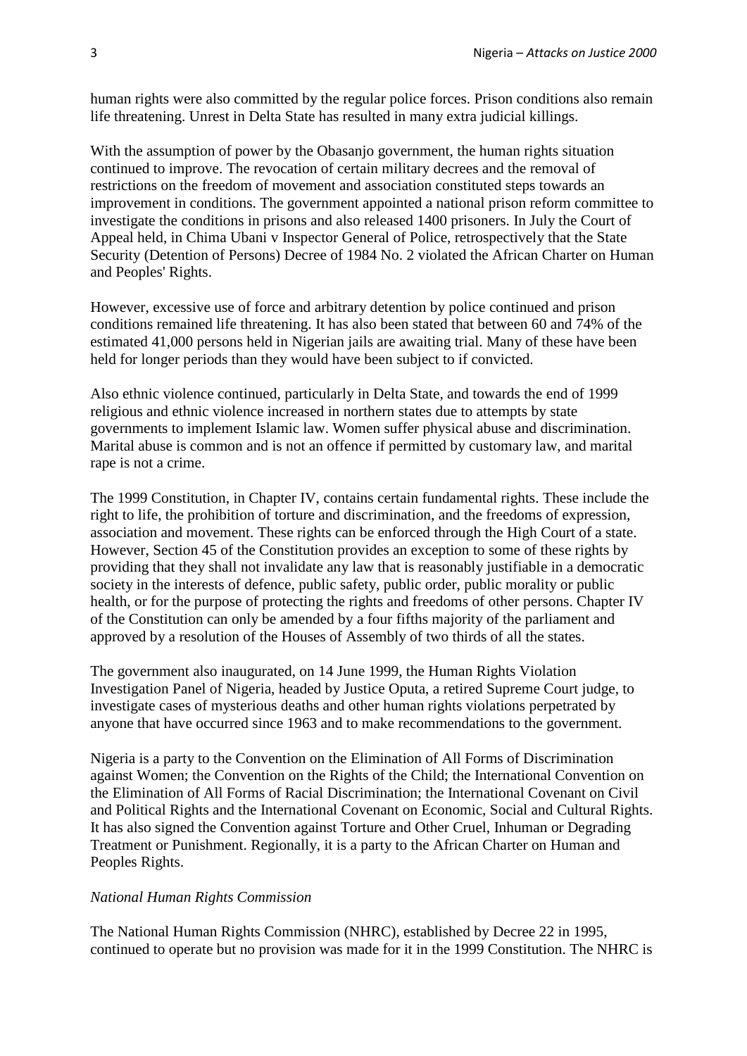human rights were also committed by the regular police forces. Prison conditions also remain life threatening. Unrest in Delta State has resulted in many extra judicial killings.

With the assumption of power by the Obasanjo government, the human rights situation continued to improve. The revocation of certain military decrees and the removal of restrictions on the freedom of movement and association constituted steps towards an improvement in conditions. The government appointed a national prison reform committee to investigate the conditions in prisons and also released 1400 prisoners. In July the Court of Appeal held, in Chima Ubani v Inspector General of Police, retrospectively that the State Security (Detention of Persons) Decree of 1984 No. 2 violated the African Charter on Human and Peoples' Rights.

However, excessive use of force and arbitrary detention by police continued and prison conditions remained life threatening. It has also been stated that between 60 and 74% of the estimated 41,000 persons held in Nigerian jails are awaiting trial. Many of these have been held for longer periods than they would have been subject to if convicted.

Also ethnic violence continued, particularly in Delta State, and towards the end of 1999 religious and ethnic violence increased in northern states due to attempts by state governments to implement Islamic law. Women suffer physical abuse and discrimination. Marital abuse is common and is not an offence if permitted by customary law, and marital rape is not a crime.

The 1999 Constitution, in Chapter IV, contains certain fundamental rights. These include the right to life, the prohibition of torture and discrimination, and the freedoms of expression, association and movement. These rights can be enforced through the High Court of a state. However, Section 45 of the Constitution provides an exception to some of these rights by providing that they shall not invalidate any law that is reasonably justifiable in a democratic society in the interests of defence, public safety, public order, public morality or public health, or for the purpose of protecting the rights and freedoms of other persons. Chapter IV of the Constitution can only be amended by a four fifths majority of the parliament and approved by a resolution of the Houses of Assembly of two thirds of all the states.

The government also inaugurated, on 14 June 1999, the Human Rights Violation Investigation Panel of Nigeria, headed by Justice Oputa, a retired Supreme Court judge, to investigate cases of mysterious deaths and other human rights violations perpetrated by anyone that have occurred since 1963 and to make recommendations to the government.

Nigeria is a party to the Convention on the Elimination of All Forms of Discrimination against Women; the Convention on the Rights of the Child; the International Convention on the Elimination of All Forms of Racial Discrimination; the International Covenant on Civil and Political Rights and the International Covenant on Economic, Social and Cultural Rights. It has also signed the Convention against Torture and Other Cruel, Inhuman or Degrading Treatment or Punishment. Regionally, it is a party to the African Charter on Human and Peoples Rights.

### *National Human Rights Commission*

The National Human Rights Commission (NHRC), established by Decree 22 in 1995, continued to operate but no provision was made for it in the 1999 Constitution. The NHRC is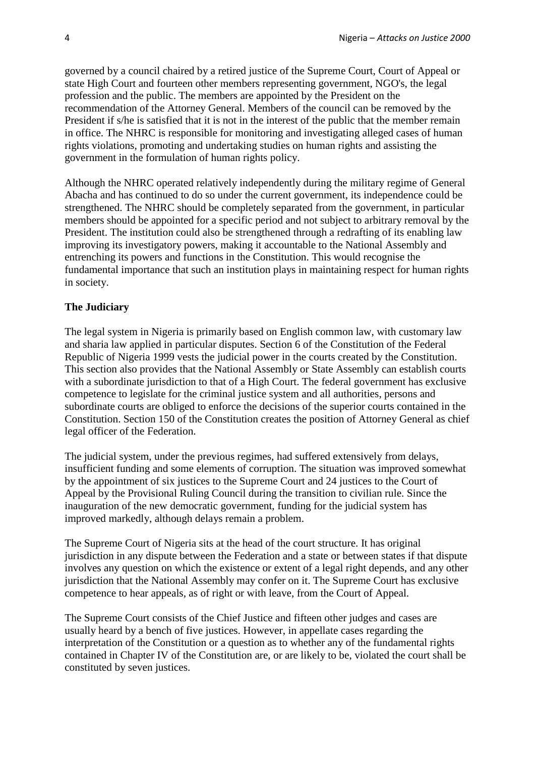governed by a council chaired by a retired justice of the Supreme Court, Court of Appeal or state High Court and fourteen other members representing government, NGO's, the legal profession and the public. The members are appointed by the President on the recommendation of the Attorney General. Members of the council can be removed by the President if s/he is satisfied that it is not in the interest of the public that the member remain in office. The NHRC is responsible for monitoring and investigating alleged cases of human rights violations, promoting and undertaking studies on human rights and assisting the government in the formulation of human rights policy.

Although the NHRC operated relatively independently during the military regime of General Abacha and has continued to do so under the current government, its independence could be strengthened. The NHRC should be completely separated from the government, in particular members should be appointed for a specific period and not subject to arbitrary removal by the President. The institution could also be strengthened through a redrafting of its enabling law improving its investigatory powers, making it accountable to the National Assembly and entrenching its powers and functions in the Constitution. This would recognise the fundamental importance that such an institution plays in maintaining respect for human rights in society.

**The Judiciary**

The legal system in Nigeria is primarily based on English common law, with customary law and sharia law applied in particular disputes. Section 6 of the Constitution of the Federal Republic of Nigeria 1999 vests the judicial power in the courts created by the Constitution. This section also provides that the National Assembly or State Assembly can establish courts with a subordinate jurisdiction to that of a High Court. The federal government has exclusive competence to legislate for the criminal justice system and all authorities, persons and subordinate courts are obliged to enforce the decisions of the superior courts contained in the Constitution. Section 150 of the Constitution creates the position of Attorney General as chief legal officer of the Federation.

The judicial system, under the previous regimes, had suffered extensively from delays, insufficient funding and some elements of corruption. The situation was improved somewhat by the appointment of six justices to the Supreme Court and 24 justices to the Court of Appeal by the Provisional Ruling Council during the transition to civilian rule. Since the inauguration of the new democratic government, funding for the judicial system has improved markedly, although delays remain a problem.

The Supreme Court of Nigeria sits at the head of the court structure. It has original jurisdiction in any dispute between the Federation and a state or between states if that dispute involves any question on which the existence or extent of a legal right depends, and any other jurisdiction that the National Assembly may confer on it. The Supreme Court has exclusive competence to hear appeals, as of right or with leave, from the Court of Appeal.

The Supreme Court consists of the Chief Justice and fifteen other judges and cases are usually heard by a bench of five justices. However, in appellate cases regarding the interpretation of the Constitution or a question as to whether any of the fundamental rights contained in Chapter IV of the Constitution are, or are likely to be, violated the court shall be constituted by seven justices.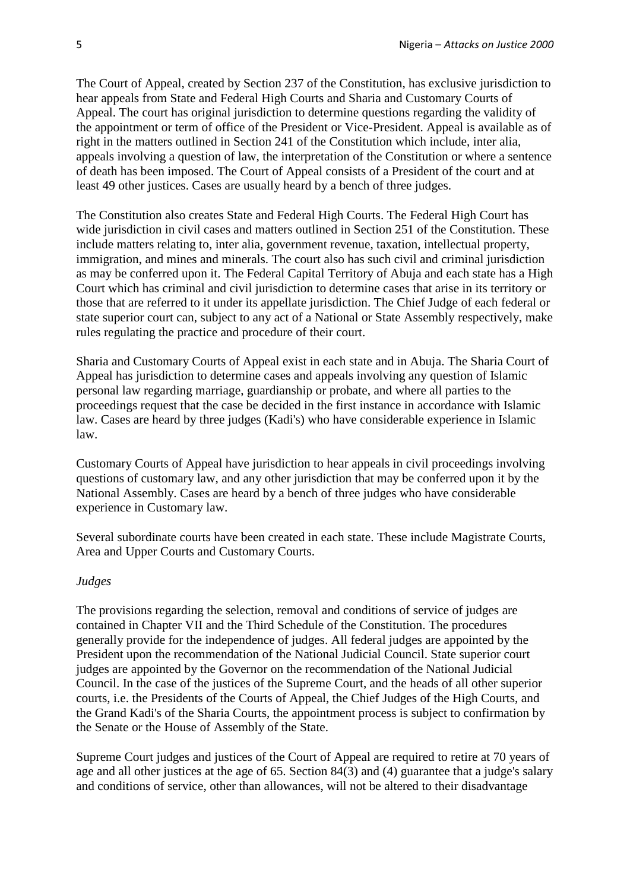The Court of Appeal, created by Section 237 of the Constitution, has exclusive jurisdiction to hear appeals from State and Federal High Courts and Sharia and Customary Courts of Appeal. The court has original jurisdiction to determine questions regarding the validity of the appointment or term of office of the President or Vice-President. Appeal is available as of right in the matters outlined in Section 241 of the Constitution which include, inter alia, appeals involving a question of law, the interpretation of the Constitution or where a sentence of death has been imposed. The Court of Appeal consists of a President of the court and at least 49 other justices. Cases are usually heard by a bench of three judges.

The Constitution also creates State and Federal High Courts. The Federal High Court has wide jurisdiction in civil cases and matters outlined in Section 251 of the Constitution. These include matters relating to, inter alia, government revenue, taxation, intellectual property, immigration, and mines and minerals. The court also has such civil and criminal jurisdiction as may be conferred upon it. The Federal Capital Territory of Abuja and each state has a High Court which has criminal and civil jurisdiction to determine cases that arise in its territory or those that are referred to it under its appellate jurisdiction. The Chief Judge of each federal or state superior court can, subject to any act of a National or State Assembly respectively, make rules regulating the practice and procedure of their court.

Sharia and Customary Courts of Appeal exist in each state and in Abuja. The Sharia Court of Appeal has jurisdiction to determine cases and appeals involving any question of Islamic personal law regarding marriage, guardianship or probate, and where all parties to the proceedings request that the case be decided in the first instance in accordance with Islamic law. Cases are heard by three judges (Kadi's) who have considerable experience in Islamic law.

Customary Courts of Appeal have jurisdiction to hear appeals in civil proceedings involving questions of customary law, and any other jurisdiction that may be conferred upon it by the National Assembly. Cases are heard by a bench of three judges who have considerable experience in Customary law.

Several subordinate courts have been created in each state. These include Magistrate Courts, Area and Upper Courts and Customary Courts.

*Judges*

The provisions regarding the selection, removal and conditions of service of judges are contained in Chapter VII and the Third Schedule of the Constitution. The procedures generally provide for the independence of judges. All federal judges are appointed by the President upon the recommendation of the National Judicial Council. State superior court judges are appointed by the Governor on the recommendation of the National Judicial Council. In the case of the justices of the Supreme Court, and the heads of all other superior courts, i.e. the Presidents of the Courts of Appeal, the Chief Judges of the High Courts, and the Grand Kadi's of the Sharia Courts, the appointment process is subject to confirmation by the Senate or the House of Assembly of the State.

Supreme Court judges and justices of the Court of Appeal are required to retire at 70 years of age and all other justices at the age of 65. Section 84(3) and (4) guarantee that a judge's salary and conditions of service, other than allowances, will not be altered to their disadvantage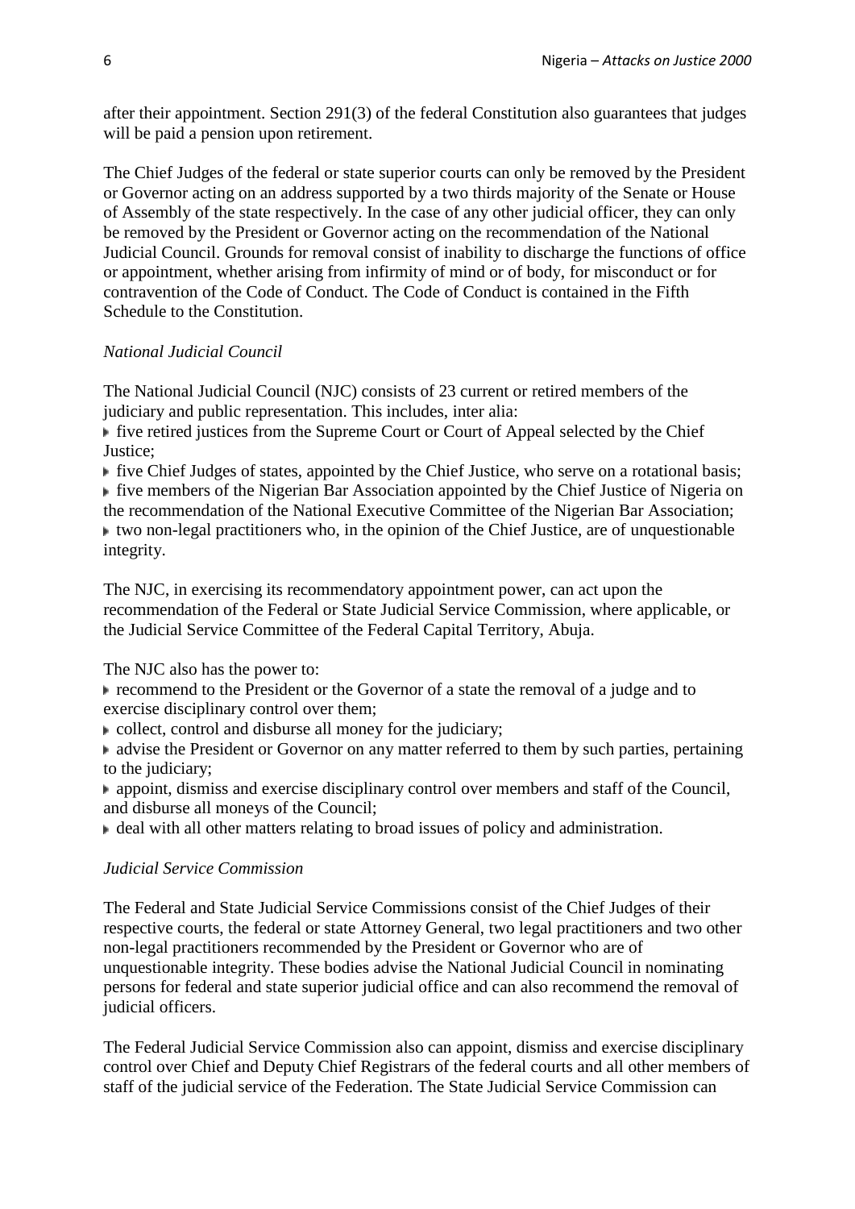after their appointment. Section 291(3) of the federal Constitution also guarantees that judges will be paid a pension upon retirement.

The Chief Judges of the federal or state superior courts can only be removed by the President or Governor acting on an address supported by a two thirds majority of the Senate or House of Assembly of the state respectively. In the case of any other judicial officer, they can only be removed by the President or Governor acting on the recommendation of the National Judicial Council. Grounds for removal consist of inability to discharge the functions of office or appointment, whether arising from infirmity of mind or of body, for misconduct or for contravention of the Code of Conduct. The Code of Conduct is contained in the Fifth Schedule to the Constitution.

*National Judicial Council*

The National Judicial Council (NJC) consists of 23 current or retired members of the judiciary and public representation. This includes, inter alia:

- five retired justices from the Supreme Court or Court of Appeal selected by the Chief Justice;
- five Chief Judges of states, appointed by the Chief Justice, who serve on a rotational basis;
- five members of the Nigerian Bar Association appointed by the Chief Justice of Nigeria on the recommendation of the National Executive Committee of the Nigerian Bar Association;
- two non-legal practitioners who, in the opinion of the Chief Justice, are of unquestionable integrity.

The NJC, in exercising its recommendatory appointment power, can act upon the recommendation of the Federal or State Judicial Service Commission, where applicable, or the Judicial Service Committee of the Federal Capital Territory, Abuja.

The NJC also has the power to:

- recommend to the President or the Governor of a state the removal of a judge and to exercise disciplinary control over them;
- collect, control and disburse all money for the judiciary;
- advise the President or Governor on any matter referred to them by such parties, pertaining to the judiciary;
- appoint, dismiss and exercise disciplinary control over members and staff of the Council, and disburse all moneys of the Council;
- deal with all other matters relating to broad issues of policy and administration.

*Judicial Service Commission*

The Federal and State Judicial Service Commissions consist of the Chief Judges of their respective courts, the federal or state Attorney General, two legal practitioners and two other non-legal practitioners recommended by the President or Governor who are of unquestionable integrity. These bodies advise the National Judicial Council in nominating persons for federal and state superior judicial office and can also recommend the removal of judicial officers.

The Federal Judicial Service Commission also can appoint, dismiss and exercise disciplinary control over Chief and Deputy Chief Registrars of the federal courts and all other members of staff of the judicial service of the Federation. The State Judicial Service Commission can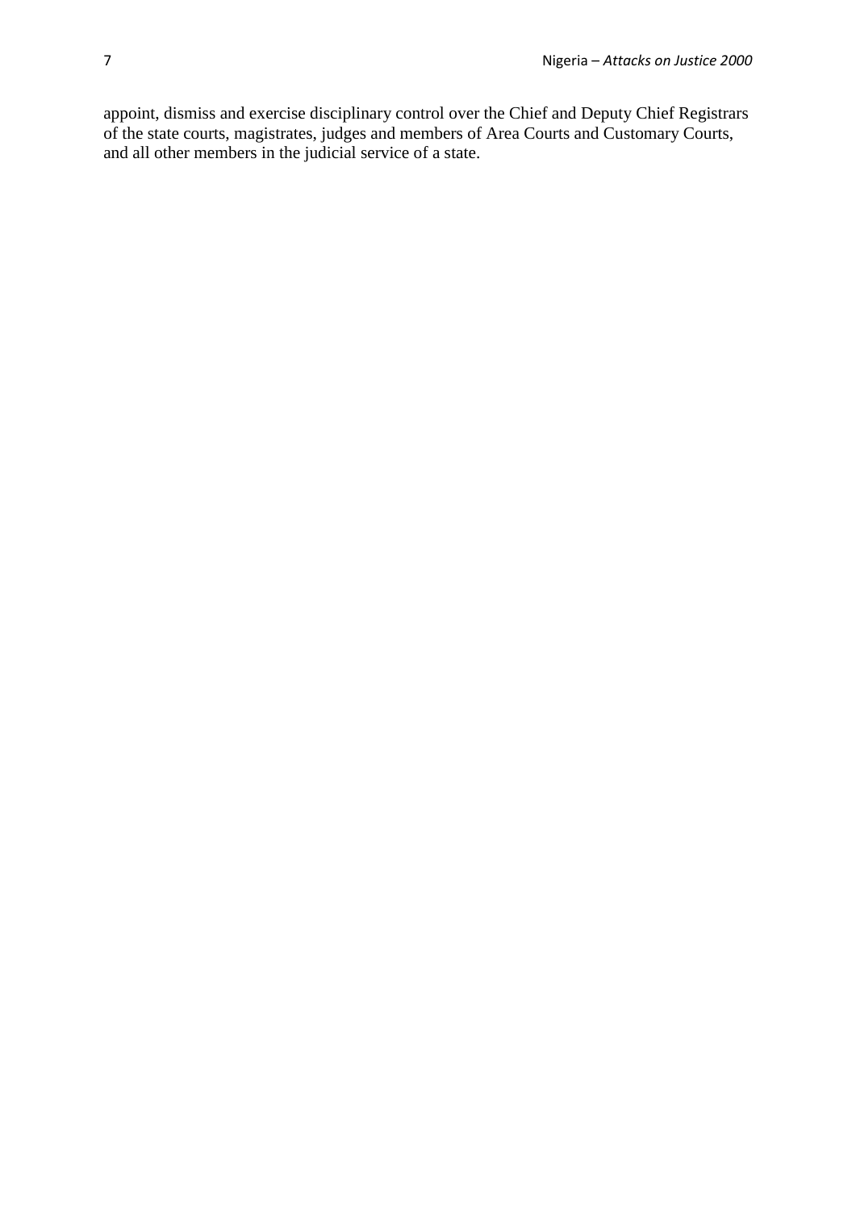appoint, dismiss and exercise disciplinary control over the Chief and Deputy Chief Registrars of the state courts, magistrates, judges and members of Area Courts and Customary Courts, and all other members in the judicial service of a state.